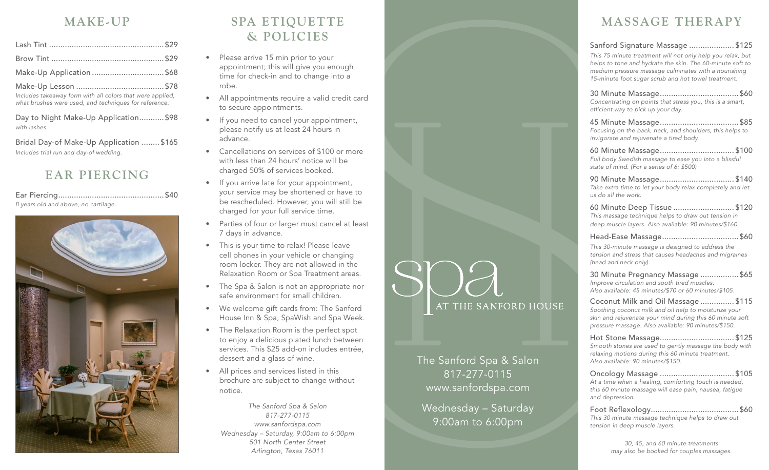## MAKE-UP

Lash Tint .................................................. $29

Brow Tint .................................................. $29

Make-Up Application ................................ $68

Make-Up Lesson ....................................... $78
*Includes takeaway form with all colors that were applied, what brushes were used, and techniques for reference.*

Day to Night Make-Up Application........... $98
*with lashes*

Bridal Day-of Make-Up Application ........ $165
*Includes trial run and day-of wedding.*

## EAR PIERCING

Ear Piercing............................................... $40
*8 years old and above, no cartilage.*

## SPA ETIQUETTE & POLICIES

- Please arrive 15 min prior to your appointment; this will give you enough time for check-in and to change into a robe.
- All appointments require a valid credit card to secure appointments.
- If you need to cancel your appointment, please notify us at least 24 hours in advance.
- Cancellations on services of $100 or more with less than 24 hours' notice will be charged 50% of services booked.
- If you arrive late for your appointment, your service may be shortened or have to be rescheduled. However, you will still be charged for your full service time.
- Parties of four or larger must cancel at least 7 days in advance.
- This is your time to relax! Please leave cell phones in your vehicle or changing room locker. They are not allowed in the Relaxation Room or Spa Treatment areas.
- The Spa & Salon is not an appropriate nor safe environment for small children.
- We welcome gift cards from: The Sanford House Inn & Spa, SpaWish and Spa Week.
- The Relaxation Room is the perfect spot to enjoy a delicious plated lunch between services. This $25 add-on includes entrée, dessert and a glass of wine.
- All prices and services listed in this brochure are subject to change without notice.

*The Sanford Spa & Salon*
*817-277-0115*
*www.sanfordspa.com*
*Wednesday – Saturday, 9:00am to 6:00pm*
*501 North Center Street*
*Arlington, Texas 76011*

# spa AT THE SANFORD HOUSE

The Sanford Spa & Salon
817-277-0115
www.sanfordspa.com

Wednesday – Saturday
9:00am to 6:00pm

## MASSAGE THERAPY

Sanford Signature Massage .................... $125
*This 75 minute treatment will not only help you relax, but helps to tone and hydrate the skin. The 60-minute soft to medium pressure massage culminates with a nourishing 15-minute foot sugar scrub and hot towel treatment.*

30 Minute Massage................................... $60
*Concentrating on points that stress you, this is a smart, efficient way to pick up your day.*

45 Minute Massage................................... $85
*Focusing on the back, neck, and shoulders, this helps to invigorate and rejuvenate a tired body.*

60 Minute Massage................................. $100
*Full body Swedish massage to ease you into a blissful state of mind. (For a series of 6: $500)*

90 Minute Massage................................. $140
*Take extra time to let your body relax completely and let us do all the work.*

60 Minute Deep Tissue ........................... $120
*This massage technique helps to draw out tension in deep muscle layers. Also available: 90 minutes/$160.*

Head-Ease Massage.................................. $60
*This 30-minute massage is designed to address the tension and stress that causes headaches and migraines (head and neck only).*

30 Minute Pregnancy Massage ................. $65
*Improve circulation and sooth tired muscles. Also available: 45 minutes/$70 or 60 minutes/$105.*

Coconut Milk and Oil Massage ............... $115
*Soothing coconut milk and oil help to moisturize your skin and rejuvenate your mind during this 60 minute soft pressure massage. Also available: 90 minutes/$150.*

Hot Stone Massage................................. $125
*Smooth stones are used to gently massage the body with relaxing motions during this 60 minute treatment. Also available: 90 minutes/$150.*

Oncology Massage ................................. $105
*At a time when a healing, comforting touch is needed, this 60 minute massage will ease pain, nausea, fatigue and depression.*

Foot Reflexology....................................... $60
*This 30 minute massage technique helps to draw out tension in deep muscle layers.*

*30, 45, and 60 minute treatments may also be booked for couples massages.*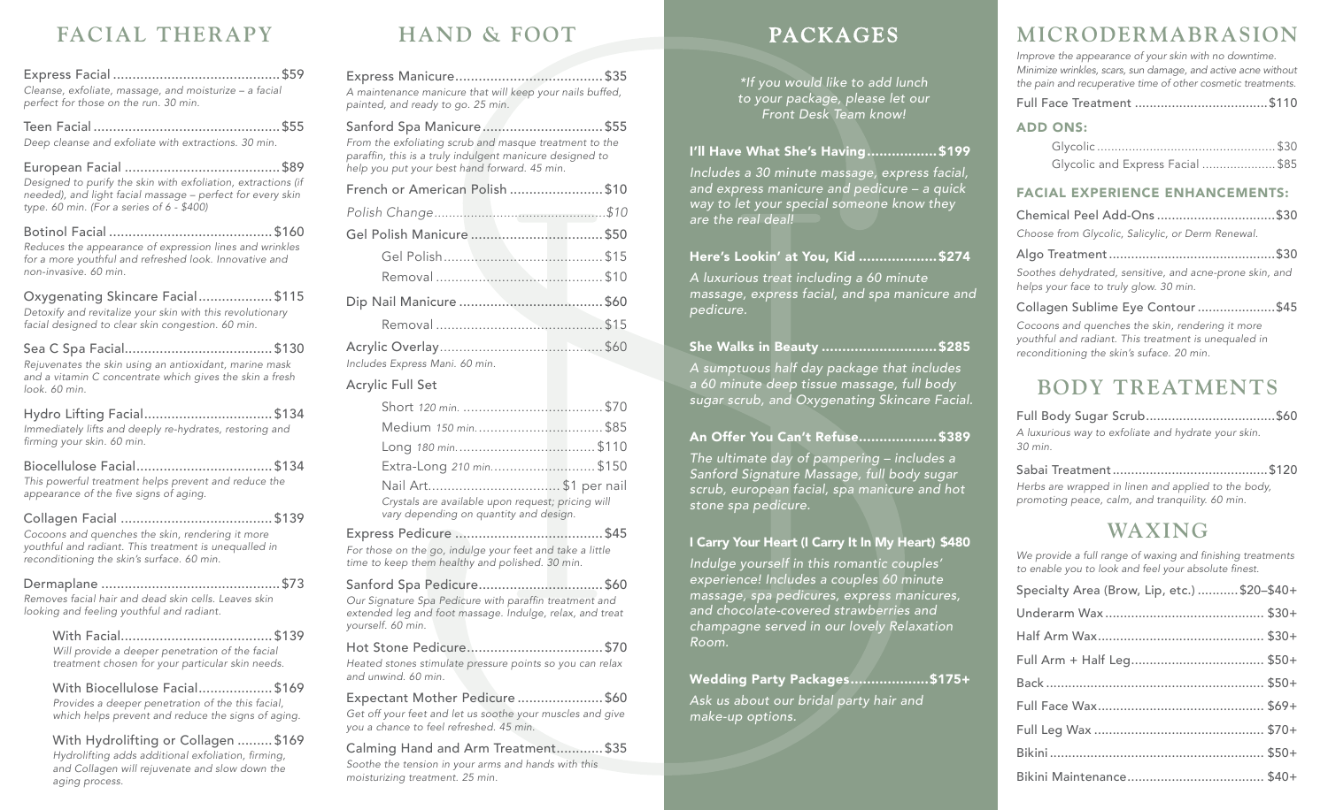## FACIAL THERAPY

Express Facial ........................................... $59
*Cleanse, exfoliate, massage, and moisturize – a facial perfect for those on the run. 30 min.*

Teen Facial ................................................ $55
*Deep cleanse and exfoliate with extractions. 30 min.*

European Facial ........................................ $89
*Designed to purify the skin with exfoliation, extractions (if needed), and light facial massage – perfect for every skin type. 60 min. (For a series of 6 - $400)*

Botinol Facial ........................................... $160
*Reduces the appearance of expression lines and wrinkles for a more youthful and refreshed look. Innovative and non-invasive. 60 min.*

Oxygenating Skincare Facial .................. $115
*Detoxify and revitalize your skin with this revolutionary facial designed to clear skin congestion. 60 min.*

Sea C Spa Facial ...................................... $130
*Rejuvenates the skin using an antioxidant, marine mask and a vitamin C concentrate which gives the skin a fresh look. 60 min.*

Hydro Lifting Facial ................................. $134
*Immediately lifts and deeply re-hydrates, restoring and firming your skin. 60 min.*

Biocellulose Facial ................................... $134
*This powerful treatment helps prevent and reduce the appearance of the five signs of aging.*

Collagen Facial ........................................ $139
*Cocoons and quenches the skin, rendering it more youthful and radiant. This treatment is unequalled in reconditioning the skin's surface. 60 min.*

Dermaplane .............................................. $73
*Removes facial hair and dead skin cells. Leaves skin looking and feeling youthful and radiant.*

- With Facial ....................................... $139
  *Will provide a deeper penetration of the facial treatment chosen for your particular skin needs.*
- With Biocellulose Facial .................. $169
  *Provides a deeper penetration of this facial, which helps prevent and reduce the signs of aging.*
- With Hydrolifting or Collagen ......... $169
  *Hydrolifting adds additional exfoliation, firming, and Collagen will rejuvenate and slow down the aging process.*

## HAND & FOOT

Express Manicure ...................................... $35
*A maintenance manicure that will keep your nails buffed, painted, and ready to go. 25 min.*

Sanford Spa Manicure ............................... $55
*From the exfoliating scrub and masque treatment to the paraffin, this is a truly indulgent manicure designed to help you put your best hand forward. 45 min.*

French or American Polish ........................ $10

*Polish Change ............................................ $10*

Gel Polish Manicure .................................. $50

- Gel Polish ......................................... $15
- Removal ........................................... $10

Dip Nail Manicure ..................................... $60

- Removal ........................................... $15

Acrylic Overlay .......................................... $60
*Includes Express Mani. 60 min.*

Acrylic Full Set

- Short *120 min.* .................................... $70
- Medium *150 min.* ................................. $85
- Long *180 min.* ................................... $110
- Extra-Long *210 min.* ........................... $150
- Nail Art .................................. $1 per nail
  *Crystals are available upon request; pricing will vary depending on quantity and design.*

Express Pedicure ...................................... $45
*For those on the go, indulge your feet and take a little time to keep them healthy and polished. 30 min.*

Sanford Spa Pedicure ................................ $60
*Our Signature Spa Pedicure with paraffin treatment and extended leg and foot massage. Indulge, relax, and treat yourself. 60 min.*

Hot Stone Pedicure ................................... $70
*Heated stones stimulate pressure points so you can relax and unwind. 60 min.*

Expectant Mother Pedicure ...................... $60
*Get off your feet and let us soothe your muscles and give you a chance to feel refreshed. 45 min.*

Calming Hand and Arm Treatment ............ $35
*Soothe the tension in your arms and hands with this moisturizing treatment. 25 min.*

## PACKAGES

*\*If you would like to add lunch to your package, please let our Front Desk Team know!*

**I'll Have What She's Having ................. $199**
*Includes a 30 minute massage, express facial, and express manicure and pedicure – a quick way to let your special someone know they are the real deal!*

**Here's Lookin' at You, Kid ................... $274**
*A luxurious treat including a 60 minute massage, express facial, and spa manicure and pedicure.*

**She Walks in Beauty ............................ $285**
*A sumptuous half day package that includes a 60 minute deep tissue massage, full body sugar scrub, and Oxygenating Skincare Facial.*

**An Offer You Can't Refuse ................... $389**
*The ultimate day of pampering – includes a Sanford Signature Massage, full body sugar scrub, european facial, spa manicure and hot stone spa pedicure.*

**I Carry Your Heart (I Carry It In My Heart) $480**
*Indulge yourself in this romantic couples' experience! Includes a couples 60 minute massage, spa pedicures, express manicures, and chocolate-covered strawberries and champagne served in our lovely Relaxation Room.*

**Wedding Party Packages ................... $175+**
*Ask us about our bridal party hair and make-up options.*

## MICRODERMABRASION

*Improve the appearance of your skin with no downtime. Minimize wrinkles, scars, sun damage, and active acne without the pain and recuperative time of other cosmetic treatments.*

Full Face Treatment .................................. $110

### ADD ONS:

- Glycolic .............................................. $30
- Glycolic and Express Facial ................. $85

### FACIAL EXPERIENCE ENHANCEMENTS:

Chemical Peel Add-Ons ............................ $30
*Choose from Glycolic, Salicylic, or Derm Renewal.*

Algo Treatment ......................................... $30
*Soothes dehydrated, sensitive, and acne-prone skin, and helps your face to truly glow. 30 min.*

Collagen Sublime Eye Contour ................. $45
*Cocoons and quenches the skin, rendering it more youthful and radiant. This treatment is unequaled in reconditioning the skin's suface. 20 min.*

## BODY TREATMENTS

Full Body Sugar Scrub ............................... $60
*A luxurious way to exfoliate and hydrate your skin. 30 min.*

Sabai Treatment ....................................... $120
*Herbs are wrapped in linen and applied to the body, promoting peace, calm, and tranquility. 60 min.*

## WAXING

*We provide a full range of waxing and finishing treatments to enable you to look and feel your absolute finest.*

Specialty Area (Brow, Lip, etc.) ........... $20–$40+

Underarm Wax ........................................ $30+

Half Arm Wax .......................................... $30+

Full Arm + Half Leg ................................. $50+

Back ........................................................ $50+

Full Face Wax .......................................... $69+

Full Leg Wax ............................................ $70+

Bikini ....................................................... $50+

Bikini Maintenance .................................. $40+